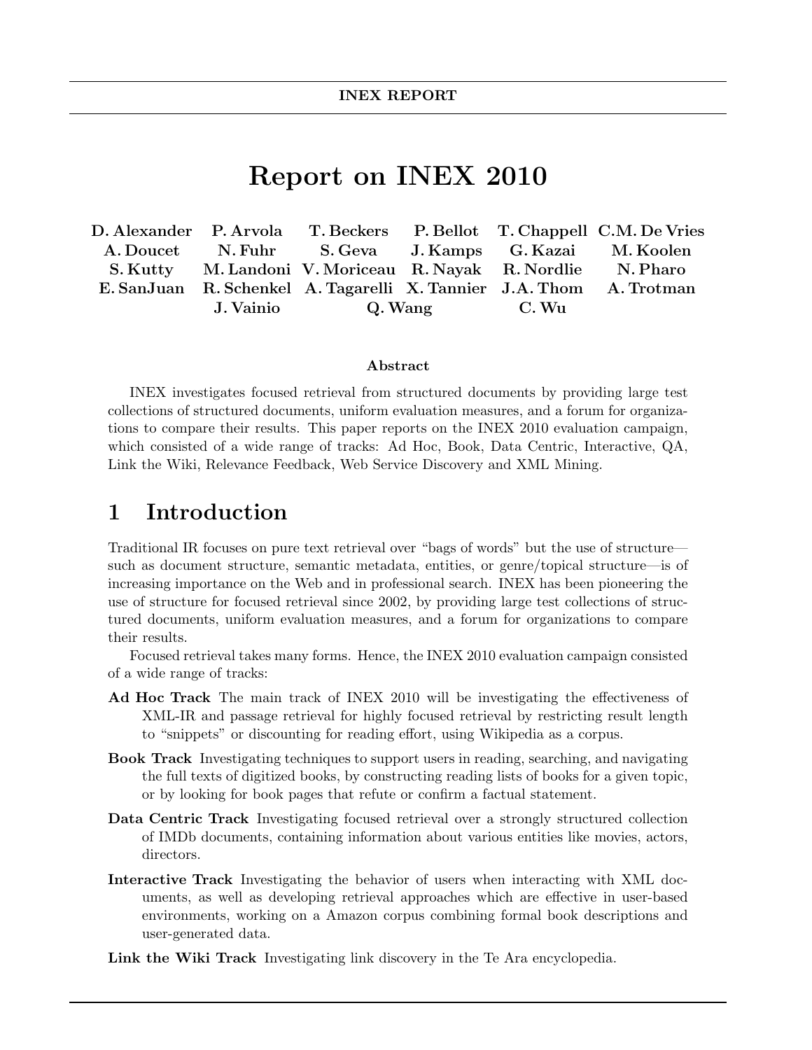# Report on INEX 2010

**D. Alexander, P. Arvola, T. Beckers, P. Bellot, T. Chappell, C.M. De Vries, A. Doucet, N. Fuhr, S. Geva, J. Kamps, G. Kazai, M. Koolen, S. Kutty, M. Landoni, V. Moriceau, R. Nayak, R. Nordlie, N. Pharo, E. SanJuan, R. Schenkel, A. Tagarelli, X. Tannier, J.A. Thom, A. Trotman, J. Vainio, Q. Wang, C. Wu**

### Abstract

INEX investigates focused retrieval from structured documents by providing large test collections of structured documents, uniform evaluation measures, and a forum for organizations to compare their results. This paper reports on the INEX 2010 evaluation campaign, which consisted of a wide range of tracks: Ad Hoc, Book, Data Centric, Interactive, QA, Link the Wiki, Relevance Feedback, Web Service Discovery and XML Mining.

## 1 Introduction

Traditional IR focuses on pure text retrieval over "bags of words" but the use of structure—such as document structure, semantic metadata, entities, or genre/topical structure—is of increasing importance on the Web and in professional search. INEX has been pioneering the use of structure for focused retrieval since 2002, by providing large test collections of structured documents, uniform evaluation measures, and a forum for organizations to compare their results.

Focused retrieval takes many forms. Hence, the INEX 2010 evaluation campaign consisted of a wide range of tracks:

**Ad Hoc Track** The main track of INEX 2010 will be investigating the effectiveness of XML-IR and passage retrieval for highly focused retrieval by restricting result length to "snippets" or discounting for reading effort, using Wikipedia as a corpus.

**Book Track** Investigating techniques to support users in reading, searching, and navigating the full texts of digitized books, by constructing reading lists of books for a given topic, or by looking for book pages that refute or confirm a factual statement.

**Data Centric Track** Investigating focused retrieval over a strongly structured collection of IMDb documents, containing information about various entities like movies, actors, directors.

**Interactive Track** Investigating the behavior of users when interacting with XML documents, as well as developing retrieval approaches which are effective in user-based environments, working on a Amazon corpus combining formal book descriptions and user-generated data.

**Link the Wiki Track** Investigating link discovery in the Te Ara encyclopedia.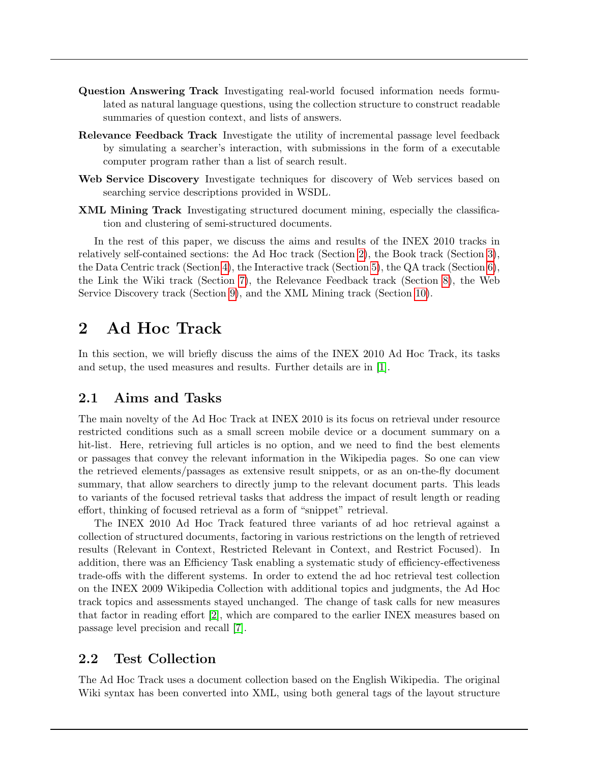**Question Answering Track** Investigating real-world focused information needs formulated as natural language questions, using the collection structure to construct readable summaries of question context, and lists of answers.

**Relevance Feedback Track** Investigate the utility of incremental passage level feedback by simulating a searcher's interaction, with submissions in the form of a executable computer program rather than a list of search result.

**Web Service Discovery** Investigate techniques for discovery of Web services based on searching service descriptions provided in WSDL.

**XML Mining Track** Investigating structured document mining, especially the classification and clustering of semi-structured documents.

In the rest of this paper, we discuss the aims and results of the INEX 2010 tracks in relatively self-contained sections: the Ad Hoc track (Section 2), the Book track (Section 3), the Data Centric track (Section 4), the Interactive track (Section 5), the QA track (Section 6), the Link the Wiki track (Section 7), the Relevance Feedback track (Section 8), the Web Service Discovery track (Section 9), and the XML Mining track (Section 10).

# 2 Ad Hoc Track

In this section, we will briefly discuss the aims of the INEX 2010 Ad Hoc Track, its tasks and setup, the used measures and results. Further details are in [1].

## 2.1 Aims and Tasks

The main novelty of the Ad Hoc Track at INEX 2010 is its focus on retrieval under resource restricted conditions such as a small screen mobile device or a document summary on a hit-list. Here, retrieving full articles is no option, and we need to find the best elements or passages that convey the relevant information in the Wikipedia pages. So one can view the retrieved elements/passages as extensive result snippets, or as an on-the-fly document summary, that allow searchers to directly jump to the relevant document parts. This leads to variants of the focused retrieval tasks that address the impact of result length or reading effort, thinking of focused retrieval as a form of "snippet" retrieval.

The INEX 2010 Ad Hoc Track featured three variants of ad hoc retrieval against a collection of structured documents, factoring in various restrictions on the length of retrieved results (Relevant in Context, Restricted Relevant in Context, and Restrict Focused). In addition, there was an Efficiency Task enabling a systematic study of efficiency-effectiveness trade-offs with the different systems. In order to extend the ad hoc retrieval test collection on the INEX 2009 Wikipedia Collection with additional topics and judgments, the Ad Hoc track topics and assessments stayed unchanged. The change of task calls for new measures that factor in reading effort [2], which are compared to the earlier INEX measures based on passage level precision and recall [7].

## 2.2 Test Collection

The Ad Hoc Track uses a document collection based on the English Wikipedia. The original Wiki syntax has been converted into XML, using both general tags of the layout structure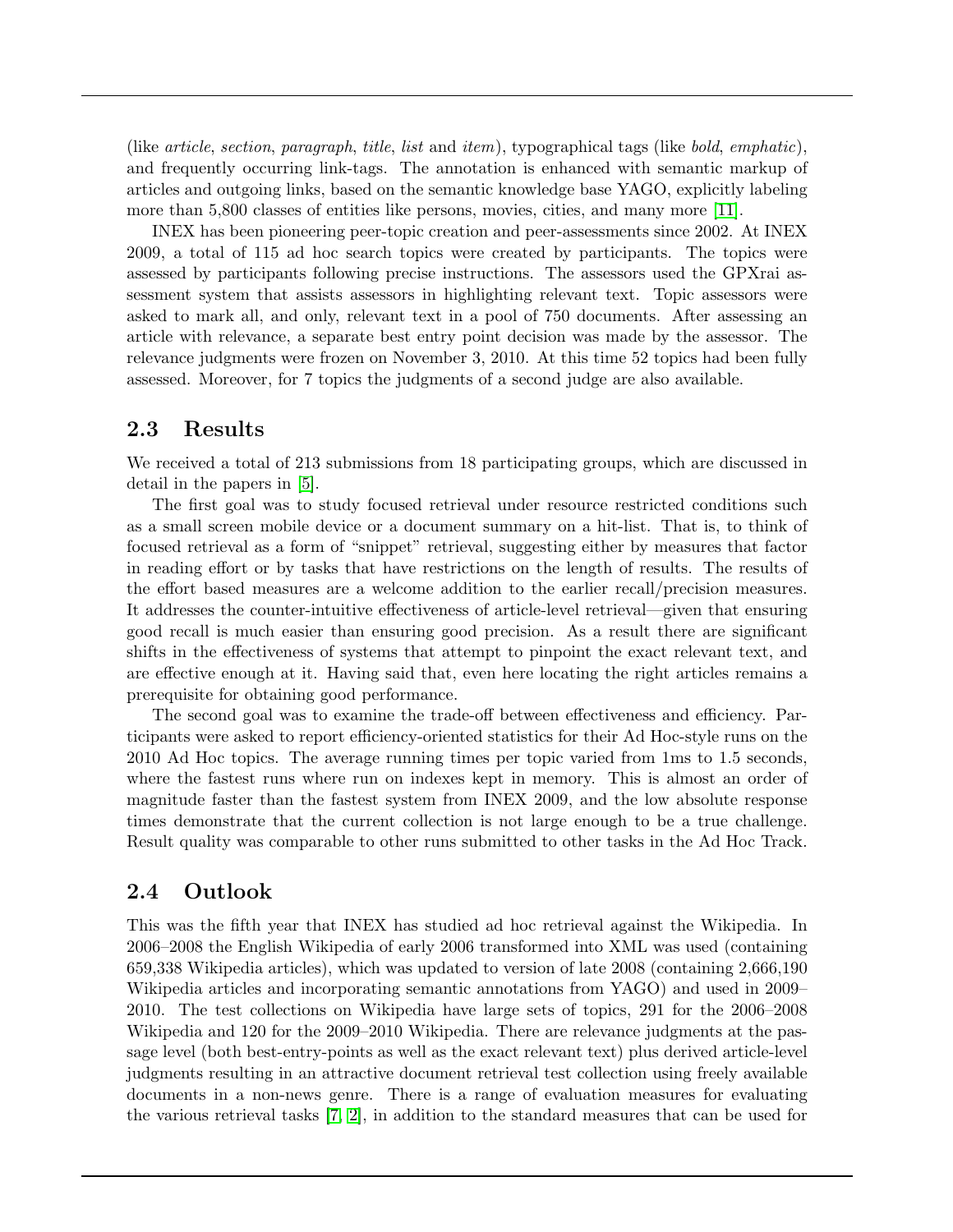(like *article*, *section*, *paragraph*, *title*, *list* and *item*), typographical tags (like *bold*, *emphatic*), and frequently occurring link-tags. The annotation is enhanced with semantic markup of articles and outgoing links, based on the semantic knowledge base YAGO, explicitly labeling more than 5,800 classes of entities like persons, movies, cities, and many more [11].

INEX has been pioneering peer-topic creation and peer-assessments since 2002. At INEX 2009, a total of 115 ad hoc search topics were created by participants. The topics were assessed by participants following precise instructions. The assessors used the GPXrai assessment system that assists assessors in highlighting relevant text. Topic assessors were asked to mark all, and only, relevant text in a pool of 750 documents. After assessing an article with relevance, a separate best entry point decision was made by the assessor. The relevance judgments were frozen on November 3, 2010. At this time 52 topics had been fully assessed. Moreover, for 7 topics the judgments of a second judge are also available.

## 2.3 Results

We received a total of 213 submissions from 18 participating groups, which are discussed in detail in the papers in [5].

The first goal was to study focused retrieval under resource restricted conditions such as a small screen mobile device or a document summary on a hit-list. That is, to think of focused retrieval as a form of "snippet" retrieval, suggesting either by measures that factor in reading effort or by tasks that have restrictions on the length of results. The results of the effort based measures are a welcome addition to the earlier recall/precision measures. It addresses the counter-intuitive effectiveness of article-level retrieval—given that ensuring good recall is much easier than ensuring good precision. As a result there are significant shifts in the effectiveness of systems that attempt to pinpoint the exact relevant text, and are effective enough at it. Having said that, even here locating the right articles remains a prerequisite for obtaining good performance.

The second goal was to examine the trade-off between effectiveness and efficiency. Participants were asked to report efficiency-oriented statistics for their Ad Hoc-style runs on the 2010 Ad Hoc topics. The average running times per topic varied from 1ms to 1.5 seconds, where the fastest runs where run on indexes kept in memory. This is almost an order of magnitude faster than the fastest system from INEX 2009, and the low absolute response times demonstrate that the current collection is not large enough to be a true challenge. Result quality was comparable to other runs submitted to other tasks in the Ad Hoc Track.

## 2.4 Outlook

This was the fifth year that INEX has studied ad hoc retrieval against the Wikipedia. In 2006–2008 the English Wikipedia of early 2006 transformed into XML was used (containing 659,338 Wikipedia articles), which was updated to version of late 2008 (containing 2,666,190 Wikipedia articles and incorporating semantic annotations from YAGO) and used in 2009–2010. The test collections on Wikipedia have large sets of topics, 291 for the 2006–2008 Wikipedia and 120 for the 2009–2010 Wikipedia. There are relevance judgments at the passage level (both best-entry-points as well as the exact relevant text) plus derived article-level judgments resulting in an attractive document retrieval test collection using freely available documents in a non-news genre. There is a range of evaluation measures for evaluating the various retrieval tasks [7, 2], in addition to the standard measures that can be used for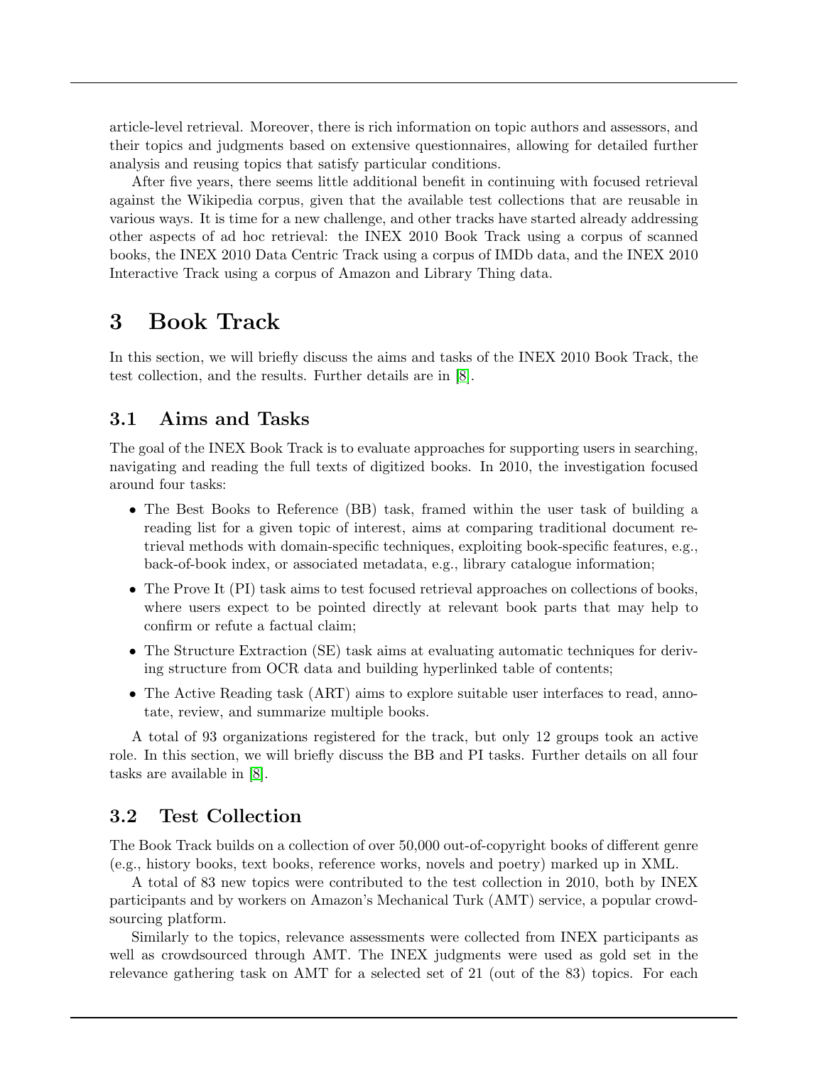article-level retrieval. Moreover, there is rich information on topic authors and assessors, and their topics and judgments based on extensive questionnaires, allowing for detailed further analysis and reusing topics that satisfy particular conditions.

After five years, there seems little additional benefit in continuing with focused retrieval against the Wikipedia corpus, given that the available test collections that are reusable in various ways. It is time for a new challenge, and other tracks have started already addressing other aspects of ad hoc retrieval: the INEX 2010 Book Track using a corpus of scanned books, the INEX 2010 Data Centric Track using a corpus of IMDb data, and the INEX 2010 Interactive Track using a corpus of Amazon and Library Thing data.

# 3 Book Track

In this section, we will briefly discuss the aims and tasks of the INEX 2010 Book Track, the test collection, and the results. Further details are in [8].

## 3.1 Aims and Tasks

The goal of the INEX Book Track is to evaluate approaches for supporting users in searching, navigating and reading the full texts of digitized books. In 2010, the investigation focused around four tasks:

- The Best Books to Reference (BB) task, framed within the user task of building a reading list for a given topic of interest, aims at comparing traditional document retrieval methods with domain-specific techniques, exploiting book-specific features, e.g., back-of-book index, or associated metadata, e.g., library catalogue information;
- The Prove It (PI) task aims to test focused retrieval approaches on collections of books, where users expect to be pointed directly at relevant book parts that may help to confirm or refute a factual claim;
- The Structure Extraction (SE) task aims at evaluating automatic techniques for deriving structure from OCR data and building hyperlinked table of contents;
- The Active Reading task (ART) aims to explore suitable user interfaces to read, annotate, review, and summarize multiple books.

A total of 93 organizations registered for the track, but only 12 groups took an active role. In this section, we will briefly discuss the BB and PI tasks. Further details on all four tasks are available in [8].

## 3.2 Test Collection

The Book Track builds on a collection of over 50,000 out-of-copyright books of different genre (e.g., history books, text books, reference works, novels and poetry) marked up in XML.

A total of 83 new topics were contributed to the test collection in 2010, both by INEX participants and by workers on Amazon's Mechanical Turk (AMT) service, a popular crowdsourcing platform.

Similarly to the topics, relevance assessments were collected from INEX participants as well as crowdsourced through AMT. The INEX judgments were used as gold set in the relevance gathering task on AMT for a selected set of 21 (out of the 83) topics. For each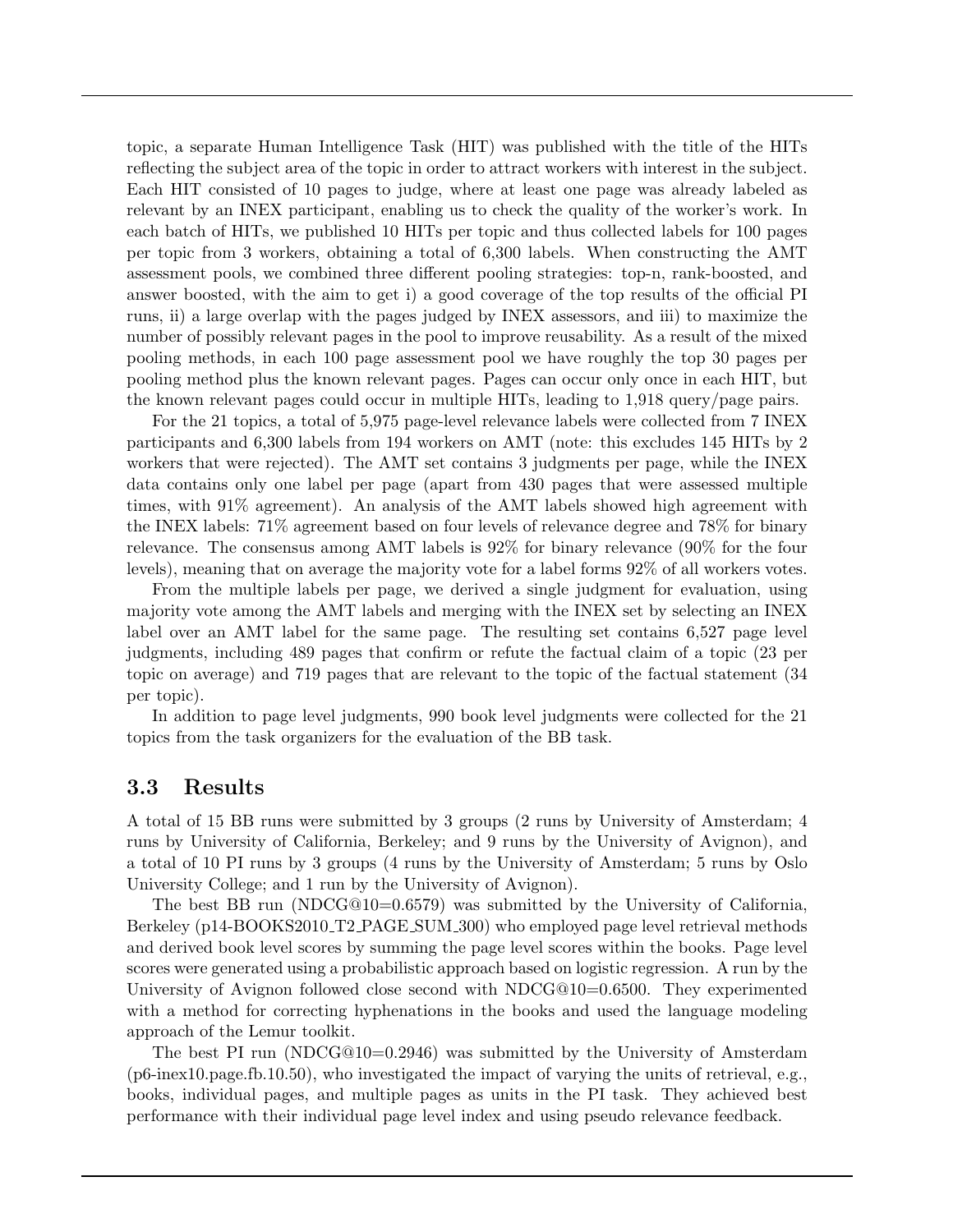topic, a separate Human Intelligence Task (HIT) was published with the title of the HITs reflecting the subject area of the topic in order to attract workers with interest in the subject. Each HIT consisted of 10 pages to judge, where at least one page was already labeled as relevant by an INEX participant, enabling us to check the quality of the worker's work. In each batch of HITs, we published 10 HITs per topic and thus collected labels for 100 pages per topic from 3 workers, obtaining a total of 6,300 labels. When constructing the AMT assessment pools, we combined three different pooling strategies: top-n, rank-boosted, and answer boosted, with the aim to get i) a good coverage of the top results of the official PI runs, ii) a large overlap with the pages judged by INEX assessors, and iii) to maximize the number of possibly relevant pages in the pool to improve reusability. As a result of the mixed pooling methods, in each 100 page assessment pool we have roughly the top 30 pages per pooling method plus the known relevant pages. Pages can occur only once in each HIT, but the known relevant pages could occur in multiple HITs, leading to 1,918 query/page pairs.

For the 21 topics, a total of 5,975 page-level relevance labels were collected from 7 INEX participants and 6,300 labels from 194 workers on AMT (note: this excludes 145 HITs by 2 workers that were rejected). The AMT set contains 3 judgments per page, while the INEX data contains only one label per page (apart from 430 pages that were assessed multiple times, with 91% agreement). An analysis of the AMT labels showed high agreement with the INEX labels: 71% agreement based on four levels of relevance degree and 78% for binary relevance. The consensus among AMT labels is 92% for binary relevance (90% for the four levels), meaning that on average the majority vote for a label forms 92% of all workers votes.

From the multiple labels per page, we derived a single judgment for evaluation, using majority vote among the AMT labels and merging with the INEX set by selecting an INEX label over an AMT label for the same page. The resulting set contains 6,527 page level judgments, including 489 pages that confirm or refute the factual claim of a topic (23 per topic on average) and 719 pages that are relevant to the topic of the factual statement (34 per topic).

In addition to page level judgments, 990 book level judgments were collected for the 21 topics from the task organizers for the evaluation of the BB task.

### 3.3 Results

A total of 15 BB runs were submitted by 3 groups (2 runs by University of Amsterdam; 4 runs by University of California, Berkeley; and 9 runs by the University of Avignon), and a total of 10 PI runs by 3 groups (4 runs by the University of Amsterdam; 5 runs by Oslo University College; and 1 run by the University of Avignon).

The best BB run (NDCG@10=0.6579) was submitted by the University of California, Berkeley (p14-BOOKS2010_T2_PAGE_SUM_300) who employed page level retrieval methods and derived book level scores by summing the page level scores within the books. Page level scores were generated using a probabilistic approach based on logistic regression. A run by the University of Avignon followed close second with NDCG@10=0.6500. They experimented with a method for correcting hyphenations in the books and used the language modeling approach of the Lemur toolkit.

The best PI run (NDCG@10=0.2946) was submitted by the University of Amsterdam (p6-inex10.page.fb.10.50), who investigated the impact of varying the units of retrieval, e.g., books, individual pages, and multiple pages as units in the PI task. They achieved best performance with their individual page level index and using pseudo relevance feedback.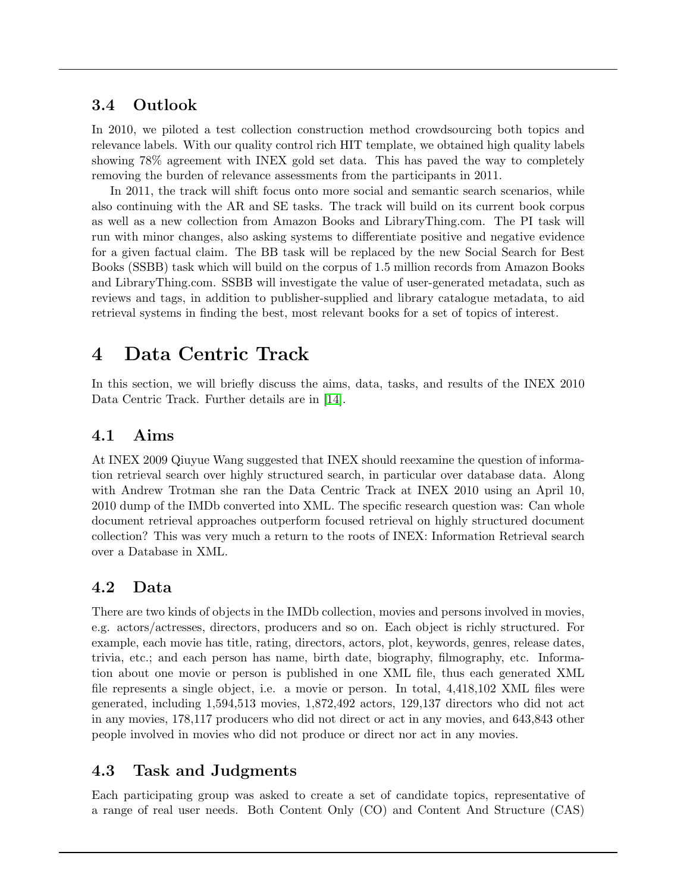### 3.4 Outlook

In 2010, we piloted a test collection construction method crowdsourcing both topics and relevance labels. With our quality control rich HIT template, we obtained high quality labels showing 78% agreement with INEX gold set data. This has paved the way to completely removing the burden of relevance assessments from the participants in 2011.

In 2011, the track will shift focus onto more social and semantic search scenarios, while also continuing with the AR and SE tasks. The track will build on its current book corpus as well as a new collection from Amazon Books and LibraryThing.com. The PI task will run with minor changes, also asking systems to differentiate positive and negative evidence for a given factual claim. The BB task will be replaced by the new Social Search for Best Books (SSBB) task which will build on the corpus of 1.5 million records from Amazon Books and LibraryThing.com. SSBB will investigate the value of user-generated metadata, such as reviews and tags, in addition to publisher-supplied and library catalogue metadata, to aid retrieval systems in finding the best, most relevant books for a set of topics of interest.

# 4 Data Centric Track

In this section, we will briefly discuss the aims, data, tasks, and results of the INEX 2010 Data Centric Track. Further details are in [14].

### 4.1 Aims

At INEX 2009 Qiuyue Wang suggested that INEX should reexamine the question of information retrieval search over highly structured search, in particular over database data. Along with Andrew Trotman she ran the Data Centric Track at INEX 2010 using an April 10, 2010 dump of the IMDb converted into XML. The specific research question was: Can whole document retrieval approaches outperform focused retrieval on highly structured document collection? This was very much a return to the roots of INEX: Information Retrieval search over a Database in XML.

### 4.2 Data

There are two kinds of objects in the IMDb collection, movies and persons involved in movies, e.g. actors/actresses, directors, producers and so on. Each object is richly structured. For example, each movie has title, rating, directors, actors, plot, keywords, genres, release dates, trivia, etc.; and each person has name, birth date, biography, filmography, etc. Information about one movie or person is published in one XML file, thus each generated XML file represents a single object, i.e. a movie or person. In total, 4,418,102 XML files were generated, including 1,594,513 movies, 1,872,492 actors, 129,137 directors who did not act in any movies, 178,117 producers who did not direct or act in any movies, and 643,843 other people involved in movies who did not produce or direct nor act in any movies.

### 4.3 Task and Judgments

Each participating group was asked to create a set of candidate topics, representative of a range of real user needs. Both Content Only (CO) and Content And Structure (CAS)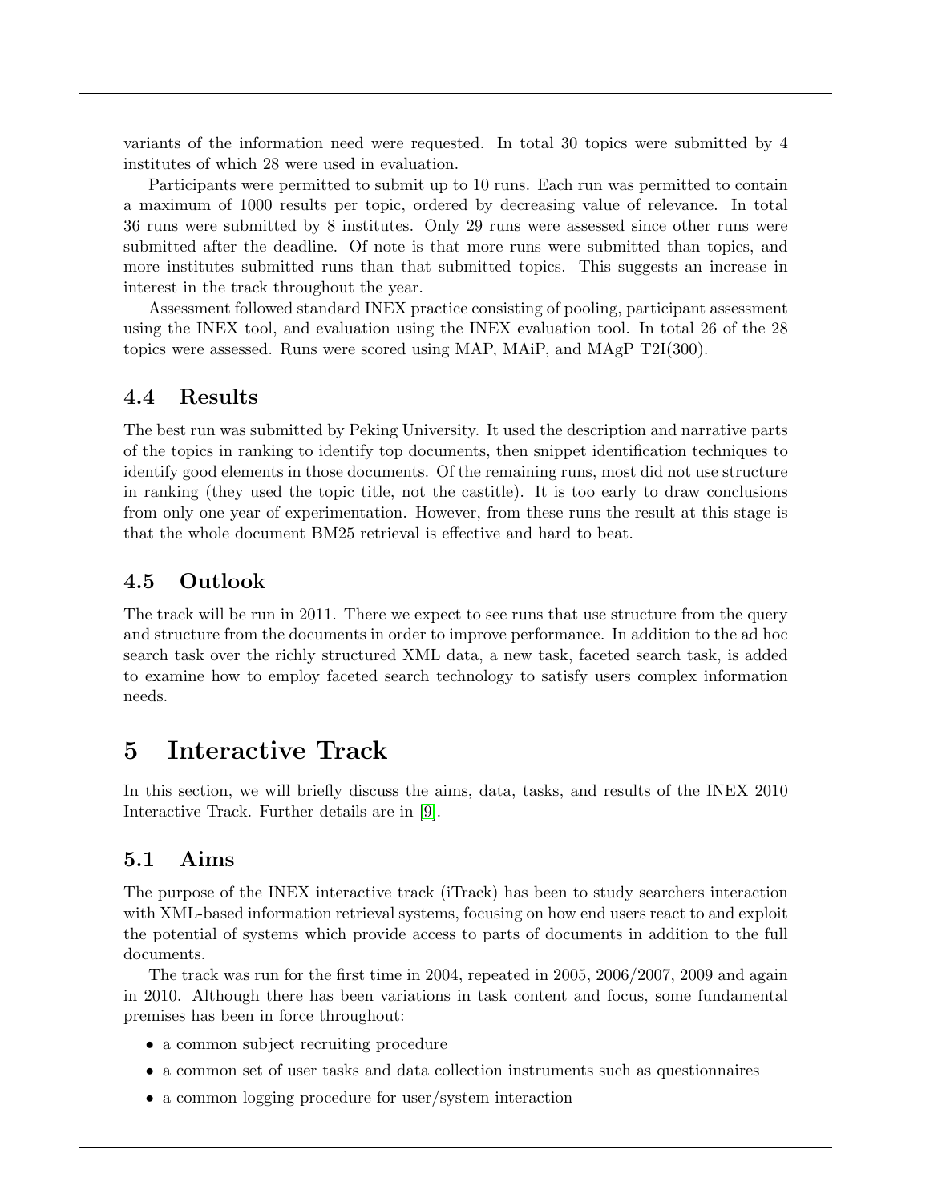variants of the information need were requested. In total 30 topics were submitted by 4 institutes of which 28 were used in evaluation.

Participants were permitted to submit up to 10 runs. Each run was permitted to contain a maximum of 1000 results per topic, ordered by decreasing value of relevance. In total 36 runs were submitted by 8 institutes. Only 29 runs were assessed since other runs were submitted after the deadline. Of note is that more runs were submitted than topics, and more institutes submitted runs than that submitted topics. This suggests an increase in interest in the track throughout the year.

Assessment followed standard INEX practice consisting of pooling, participant assessment using the INEX tool, and evaluation using the INEX evaluation tool. In total 26 of the 28 topics were assessed. Runs were scored using MAP, MAiP, and MAgP T2I(300).

## 4.4 Results

The best run was submitted by Peking University. It used the description and narrative parts of the topics in ranking to identify top documents, then snippet identification techniques to identify good elements in those documents. Of the remaining runs, most did not use structure in ranking (they used the topic title, not the castitle). It is too early to draw conclusions from only one year of experimentation. However, from these runs the result at this stage is that the whole document BM25 retrieval is effective and hard to beat.

## 4.5 Outlook

The track will be run in 2011. There we expect to see runs that use structure from the query and structure from the documents in order to improve performance. In addition to the ad hoc search task over the richly structured XML data, a new task, faceted search task, is added to examine how to employ faceted search technology to satisfy users complex information needs.

# 5 Interactive Track

In this section, we will briefly discuss the aims, data, tasks, and results of the INEX 2010 Interactive Track. Further details are in [9].

## 5.1 Aims

The purpose of the INEX interactive track (iTrack) has been to study searchers interaction with XML-based information retrieval systems, focusing on how end users react to and exploit the potential of systems which provide access to parts of documents in addition to the full documents.

The track was run for the first time in 2004, repeated in 2005, 2006/2007, 2009 and again in 2010. Although there has been variations in task content and focus, some fundamental premises has been in force throughout:

- a common subject recruiting procedure
- a common set of user tasks and data collection instruments such as questionnaires
- a common logging procedure for user/system interaction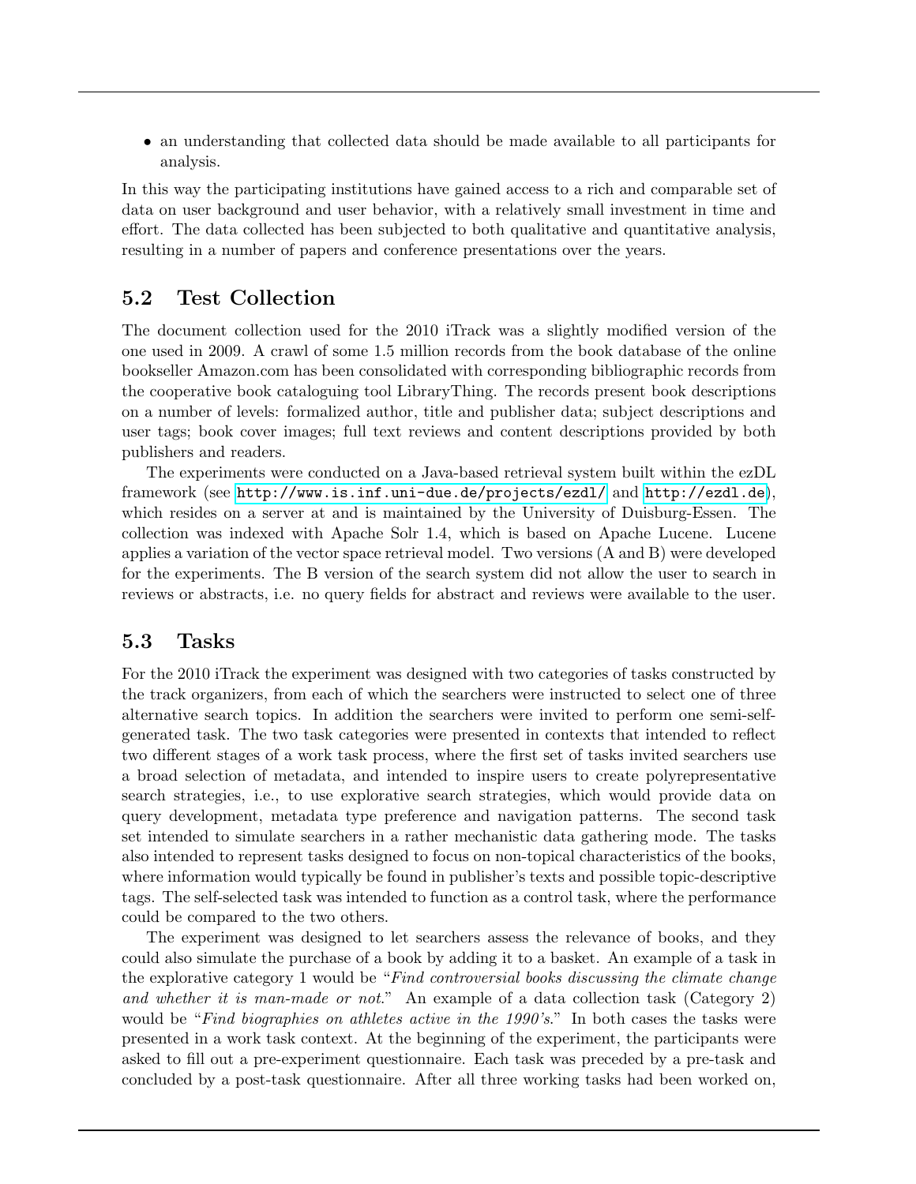- an understanding that collected data should be made available to all participants for analysis.

In this way the participating institutions have gained access to a rich and comparable set of data on user background and user behavior, with a relatively small investment in time and effort. The data collected has been subjected to both qualitative and quantitative analysis, resulting in a number of papers and conference presentations over the years.

## 5.2 Test Collection

The document collection used for the 2010 iTrack was a slightly modified version of the one used in 2009. A crawl of some 1.5 million records from the book database of the online bookseller Amazon.com has been consolidated with corresponding bibliographic records from the cooperative book cataloguing tool LibraryThing. The records present book descriptions on a number of levels: formalized author, title and publisher data; subject descriptions and user tags; book cover images; full text reviews and content descriptions provided by both publishers and readers.

The experiments were conducted on a Java-based retrieval system built within the ezDL framework (see `http://www.is.inf.uni-due.de/projects/ezdl/` and `http://ezdl.de`), which resides on a server at and is maintained by the University of Duisburg-Essen. The collection was indexed with Apache Solr 1.4, which is based on Apache Lucene. Lucene applies a variation of the vector space retrieval model. Two versions (A and B) were developed for the experiments. The B version of the search system did not allow the user to search in reviews or abstracts, i.e. no query fields for abstract and reviews were available to the user.

## 5.3 Tasks

For the 2010 iTrack the experiment was designed with two categories of tasks constructed by the track organizers, from each of which the searchers were instructed to select one of three alternative search topics. In addition the searchers were invited to perform one semi-self-generated task. The two task categories were presented in contexts that intended to reflect two different stages of a work task process, where the first set of tasks invited searchers use a broad selection of metadata, and intended to inspire users to create polyrepresentative search strategies, i.e., to use explorative search strategies, which would provide data on query development, metadata type preference and navigation patterns. The second task set intended to simulate searchers in a rather mechanistic data gathering mode. The tasks also intended to represent tasks designed to focus on non-topical characteristics of the books, where information would typically be found in publisher's texts and possible topic-descriptive tags. The self-selected task was intended to function as a control task, where the performance could be compared to the two others.

The experiment was designed to let searchers assess the relevance of books, and they could also simulate the purchase of a book by adding it to a basket. An example of a task in the explorative category 1 would be "*Find controversial books discussing the climate change and whether it is man-made or not.*" An example of a data collection task (Category 2) would be "*Find biographies on athletes active in the 1990's.*" In both cases the tasks were presented in a work task context. At the beginning of the experiment, the participants were asked to fill out a pre-experiment questionnaire. Each task was preceded by a pre-task and concluded by a post-task questionnaire. After all three working tasks had been worked on,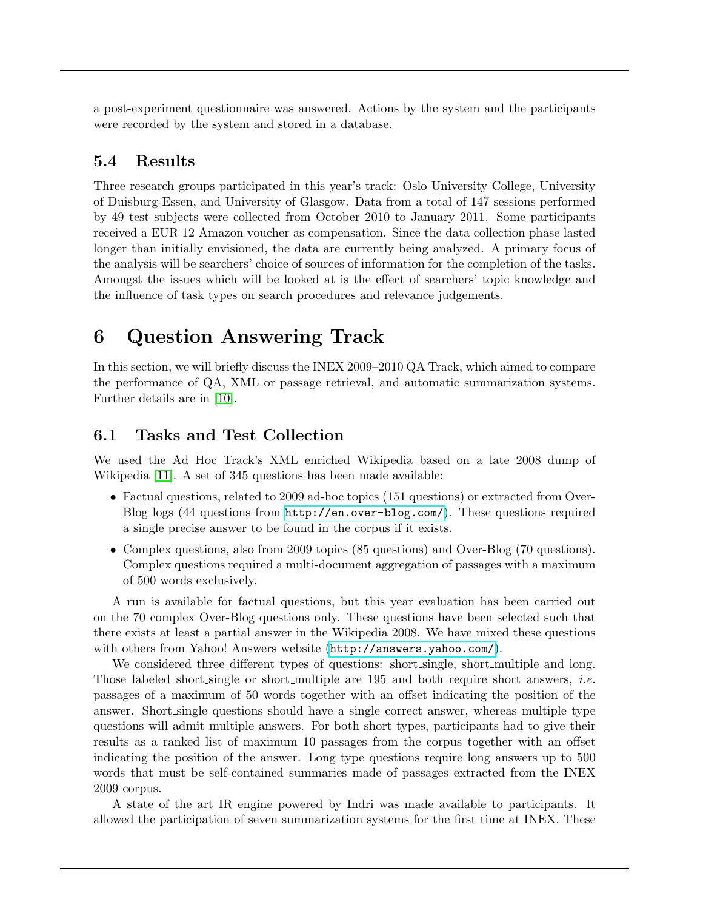a post-experiment questionnaire was answered. Actions by the system and the participants were recorded by the system and stored in a database.

### 5.4 Results

Three research groups participated in this year's track: Oslo University College, University of Duisburg-Essen, and University of Glasgow. Data from a total of 147 sessions performed by 49 test subjects were collected from October 2010 to January 2011. Some participants received a EUR 12 Amazon voucher as compensation. Since the data collection phase lasted longer than initially envisioned, the data are currently being analyzed. A primary focus of the analysis will be searchers' choice of sources of information for the completion of the tasks. Amongst the issues which will be looked at is the effect of searchers' topic knowledge and the influence of task types on search procedures and relevance judgements.

## 6 Question Answering Track

In this section, we will briefly discuss the INEX 2009–2010 QA Track, which aimed to compare the performance of QA, XML or passage retrieval, and automatic summarization systems. Further details are in [10].

### 6.1 Tasks and Test Collection

We used the Ad Hoc Track's XML enriched Wikipedia based on a late 2008 dump of Wikipedia [11]. A set of 345 questions has been made available:

- Factual questions, related to 2009 ad-hoc topics (151 questions) or extracted from Over-Blog logs (44 questions from `http://en.over-blog.com/`). These questions required a single precise answer to be found in the corpus if it exists.
- Complex questions, also from 2009 topics (85 questions) and Over-Blog (70 questions). Complex questions required a multi-document aggregation of passages with a maximum of 500 words exclusively.

A run is available for factual questions, but this year evaluation has been carried out on the 70 complex Over-Blog questions only. These questions have been selected such that there exists at least a partial answer in the Wikipedia 2008. We have mixed these questions with others from Yahoo! Answers website (`http://answers.yahoo.com/`).

We considered three different types of questions: short_single, short_multiple and long. Those labeled short_single or short_multiple are 195 and both require short answers, *i.e.* passages of a maximum of 50 words together with an offset indicating the position of the answer. Short_single questions should have a single correct answer, whereas multiple type questions will admit multiple answers. For both short types, participants had to give their results as a ranked list of maximum 10 passages from the corpus together with an offset indicating the position of the answer. Long type questions require long answers up to 500 words that must be self-contained summaries made of passages extracted from the INEX 2009 corpus.

A state of the art IR engine powered by Indri was made available to participants. It allowed the participation of seven summarization systems for the first time at INEX. These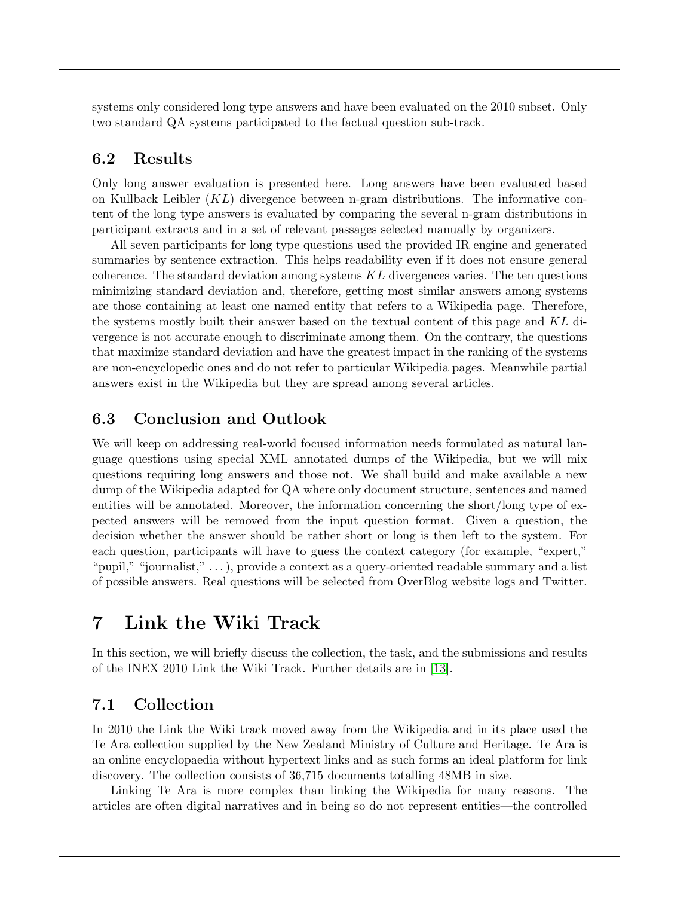systems only considered long type answers and have been evaluated on the 2010 subset. Only two standard QA systems participated to the factual question sub-track.

## 6.2 Results

Only long answer evaluation is presented here. Long answers have been evaluated based on Kullback Leibler ($KL$) divergence between n-gram distributions. The informative content of the long type answers is evaluated by comparing the several n-gram distributions in participant extracts and in a set of relevant passages selected manually by organizers.

All seven participants for long type questions used the provided IR engine and generated summaries by sentence extraction. This helps readability even if it does not ensure general coherence. The standard deviation among systems $KL$ divergences varies. The ten questions minimizing standard deviation and, therefore, getting most similar answers among systems are those containing at least one named entity that refers to a Wikipedia page. Therefore, the systems mostly built their answer based on the textual content of this page and $KL$ divergence is not accurate enough to discriminate among them. On the contrary, the questions that maximize standard deviation and have the greatest impact in the ranking of the systems are non-encyclopedic ones and do not refer to particular Wikipedia pages. Meanwhile partial answers exist in the Wikipedia but they are spread among several articles.

## 6.3 Conclusion and Outlook

We will keep on addressing real-world focused information needs formulated as natural language questions using special XML annotated dumps of the Wikipedia, but we will mix questions requiring long answers and those not. We shall build and make available a new dump of the Wikipedia adapted for QA where only document structure, sentences and named entities will be annotated. Moreover, the information concerning the short/long type of expected answers will be removed from the input question format. Given a question, the decision whether the answer should be rather short or long is then left to the system. For each question, participants will have to guess the context category (for example, "expert," "pupil," "journalist," ...), provide a context as a query-oriented readable summary and a list of possible answers. Real questions will be selected from OverBlog website logs and Twitter.

# 7 Link the Wiki Track

In this section, we will briefly discuss the collection, the task, and the submissions and results of the INEX 2010 Link the Wiki Track. Further details are in [13].

## 7.1 Collection

In 2010 the Link the Wiki track moved away from the Wikipedia and in its place used the Te Ara collection supplied by the New Zealand Ministry of Culture and Heritage. Te Ara is an online encyclopaedia without hypertext links and as such forms an ideal platform for link discovery. The collection consists of 36,715 documents totalling 48MB in size.

Linking Te Ara is more complex than linking the Wikipedia for many reasons. The articles are often digital narratives and in being so do not represent entities—the controlled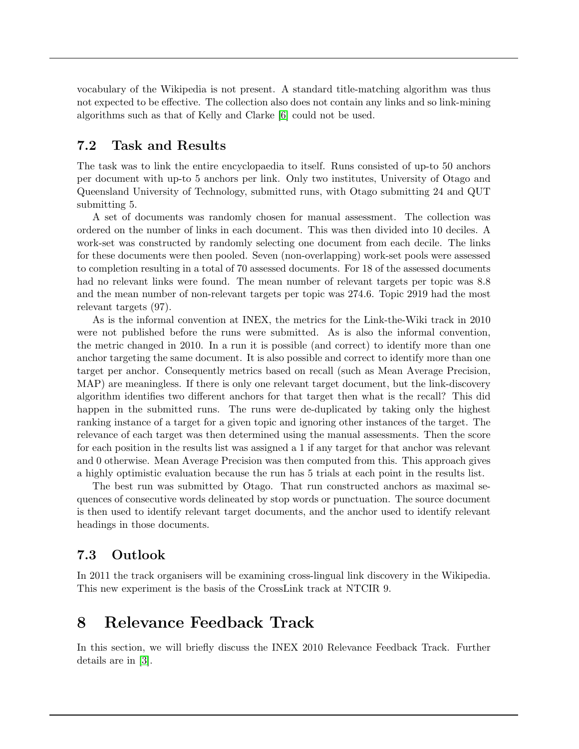vocabulary of the Wikipedia is not present. A standard title-matching algorithm was thus not expected to be effective. The collection also does not contain any links and so link-mining algorithms such as that of Kelly and Clarke [6] could not be used.

### 7.2 Task and Results

The task was to link the entire encyclopaedia to itself. Runs consisted of up-to 50 anchors per document with up-to 5 anchors per link. Only two institutes, University of Otago and Queensland University of Technology, submitted runs, with Otago submitting 24 and QUT submitting 5.

A set of documents was randomly chosen for manual assessment. The collection was ordered on the number of links in each document. This was then divided into 10 deciles. A work-set was constructed by randomly selecting one document from each decile. The links for these documents were then pooled. Seven (non-overlapping) work-set pools were assessed to completion resulting in a total of 70 assessed documents. For 18 of the assessed documents had no relevant links were found. The mean number of relevant targets per topic was 8.8 and the mean number of non-relevant targets per topic was 274.6. Topic 2919 had the most relevant targets (97).

As is the informal convention at INEX, the metrics for the Link-the-Wiki track in 2010 were not published before the runs were submitted. As is also the informal convention, the metric changed in 2010. In a run it is possible (and correct) to identify more than one anchor targeting the same document. It is also possible and correct to identify more than one target per anchor. Consequently metrics based on recall (such as Mean Average Precision, MAP) are meaningless. If there is only one relevant target document, but the link-discovery algorithm identifies two different anchors for that target then what is the recall? This did happen in the submitted runs. The runs were de-duplicated by taking only the highest ranking instance of a target for a given topic and ignoring other instances of the target. The relevance of each target was then determined using the manual assessments. Then the score for each position in the results list was assigned a 1 if any target for that anchor was relevant and 0 otherwise. Mean Average Precision was then computed from this. This approach gives a highly optimistic evaluation because the run has 5 trials at each point in the results list.

The best run was submitted by Otago. That run constructed anchors as maximal sequences of consecutive words delineated by stop words or punctuation. The source document is then used to identify relevant target documents, and the anchor used to identify relevant headings in those documents.

### 7.3 Outlook

In 2011 the track organisers will be examining cross-lingual link discovery in the Wikipedia. This new experiment is the basis of the CrossLink track at NTCIR 9.

## 8 Relevance Feedback Track

In this section, we will briefly discuss the INEX 2010 Relevance Feedback Track. Further details are in [3].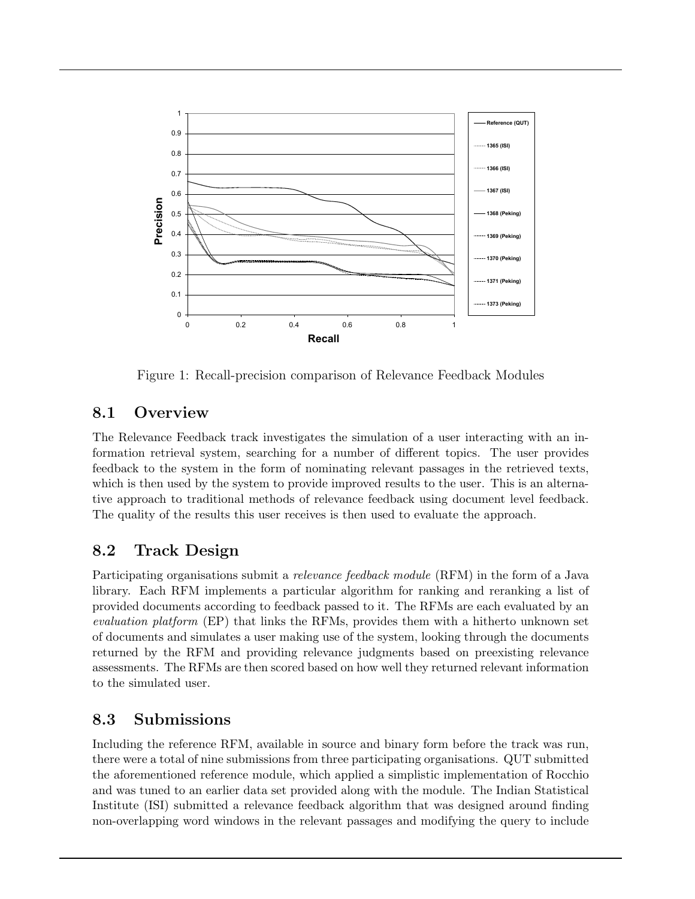1
0.9
0.8
0.7
0.6
0.5
0.4
0.3
0.2
0.1
0

Precision

0
0.2
0.4
0.6
0.8
1

Recall

Reference (QUT)
1365 (ISI)
1366 (ISI)
1367 (ISI)
1368 (Peking)
1369 (Peking)
1370 (Peking)
1371 (Peking)
1373 (Peking)

Figure 1: Recall-precision comparison of Relevance Feedback Modules

## 8.1 Overview

The Relevance Feedback track investigates the simulation of a user interacting with an information retrieval system, searching for a number of different topics. The user provides feedback to the system in the form of nominating relevant passages in the retrieved texts, which is then used by the system to provide improved results to the user. This is an alternative approach to traditional methods of relevance feedback using document level feedback. The quality of the results this user receives is then used to evaluate the approach.

## 8.2 Track Design

Participating organisations submit a *relevance feedback module* (RFM) in the form of a Java library. Each RFM implements a particular algorithm for ranking and reranking a list of provided documents according to feedback passed to it. The RFMs are each evaluated by an *evaluation platform* (EP) that links the RFMs, provides them with a hitherto unknown set of documents and simulates a user making use of the system, looking through the documents returned by the RFM and providing relevance judgments based on preexisting relevance assessments. The RFMs are then scored based on how well they returned relevant information to the simulated user.

## 8.3 Submissions

Including the reference RFM, available in source and binary form before the track was run, there were a total of nine submissions from three participating organisations. QUT submitted the aforementioned reference module, which applied a simplistic implementation of Rocchio and was tuned to an earlier data set provided along with the module. The Indian Statistical Institute (ISI) submitted a relevance feedback algorithm that was designed around finding non-overlapping word windows in the relevant passages and modifying the query to include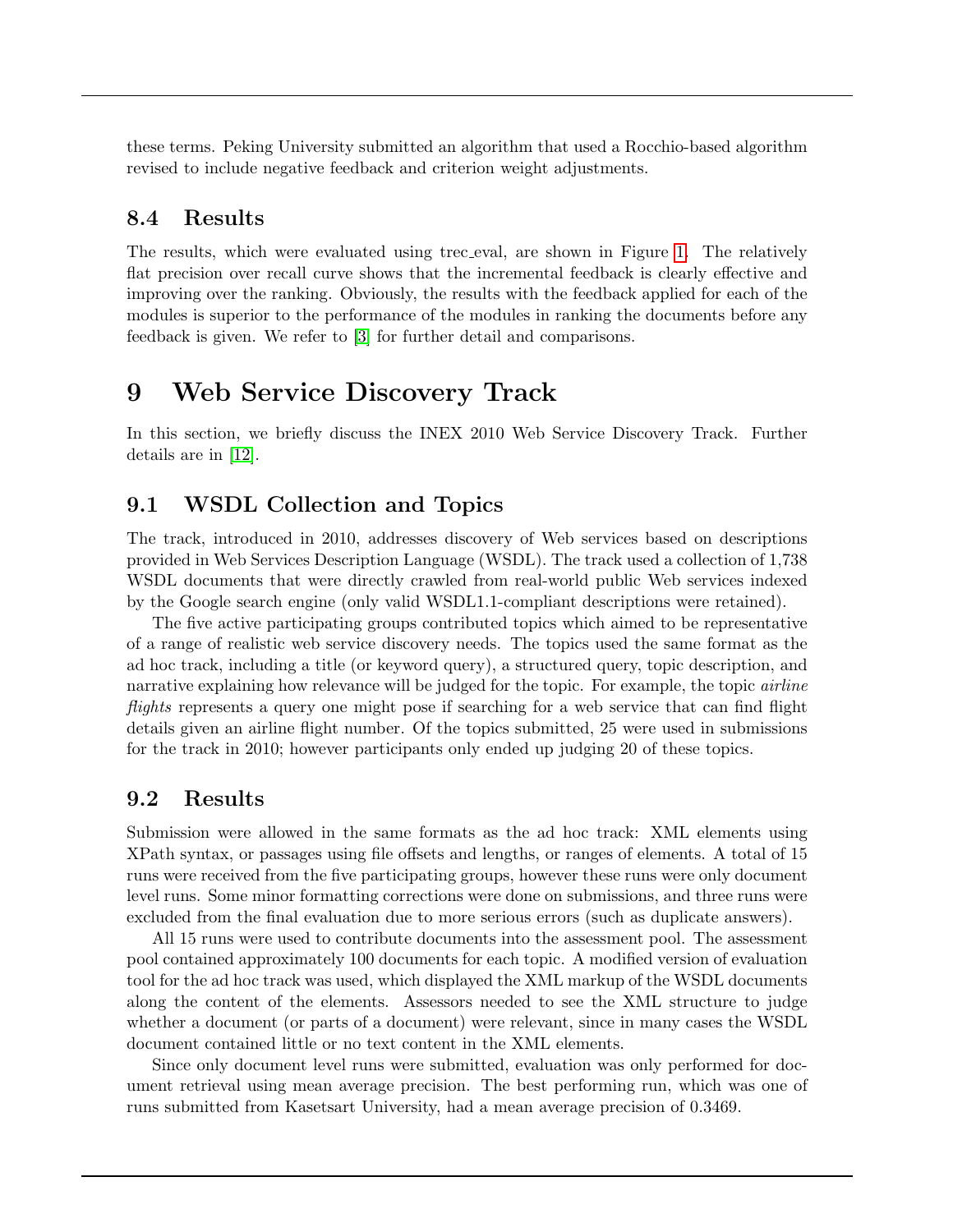these terms. Peking University submitted an algorithm that used a Rocchio-based algorithm revised to include negative feedback and criterion weight adjustments.

### 8.4 Results

The results, which were evaluated using trec_eval, are shown in Figure 1. The relatively flat precision over recall curve shows that the incremental feedback is clearly effective and improving over the ranking. Obviously, the results with the feedback applied for each of the modules is superior to the performance of the modules in ranking the documents before any feedback is given. We refer to [3] for further detail and comparisons.

## 9 Web Service Discovery Track

In this section, we briefly discuss the INEX 2010 Web Service Discovery Track. Further details are in [12].

### 9.1 WSDL Collection and Topics

The track, introduced in 2010, addresses discovery of Web services based on descriptions provided in Web Services Description Language (WSDL). The track used a collection of 1,738 WSDL documents that were directly crawled from real-world public Web services indexed by the Google search engine (only valid WSDL1.1-compliant descriptions were retained).

The five active participating groups contributed topics which aimed to be representative of a range of realistic web service discovery needs. The topics used the same format as the ad hoc track, including a title (or keyword query), a structured query, topic description, and narrative explaining how relevance will be judged for the topic. For example, the topic *airline flights* represents a query one might pose if searching for a web service that can find flight details given an airline flight number. Of the topics submitted, 25 were used in submissions for the track in 2010; however participants only ended up judging 20 of these topics.

### 9.2 Results

Submission were allowed in the same formats as the ad hoc track: XML elements using XPath syntax, or passages using file offsets and lengths, or ranges of elements. A total of 15 runs were received from the five participating groups, however these runs were only document level runs. Some minor formatting corrections were done on submissions, and three runs were excluded from the final evaluation due to more serious errors (such as duplicate answers).

All 15 runs were used to contribute documents into the assessment pool. The assessment pool contained approximately 100 documents for each topic. A modified version of evaluation tool for the ad hoc track was used, which displayed the XML markup of the WSDL documents along the content of the elements. Assessors needed to see the XML structure to judge whether a document (or parts of a document) were relevant, since in many cases the WSDL document contained little or no text content in the XML elements.

Since only document level runs were submitted, evaluation was only performed for document retrieval using mean average precision. The best performing run, which was one of runs submitted from Kasetsart University, had a mean average precision of 0.3469.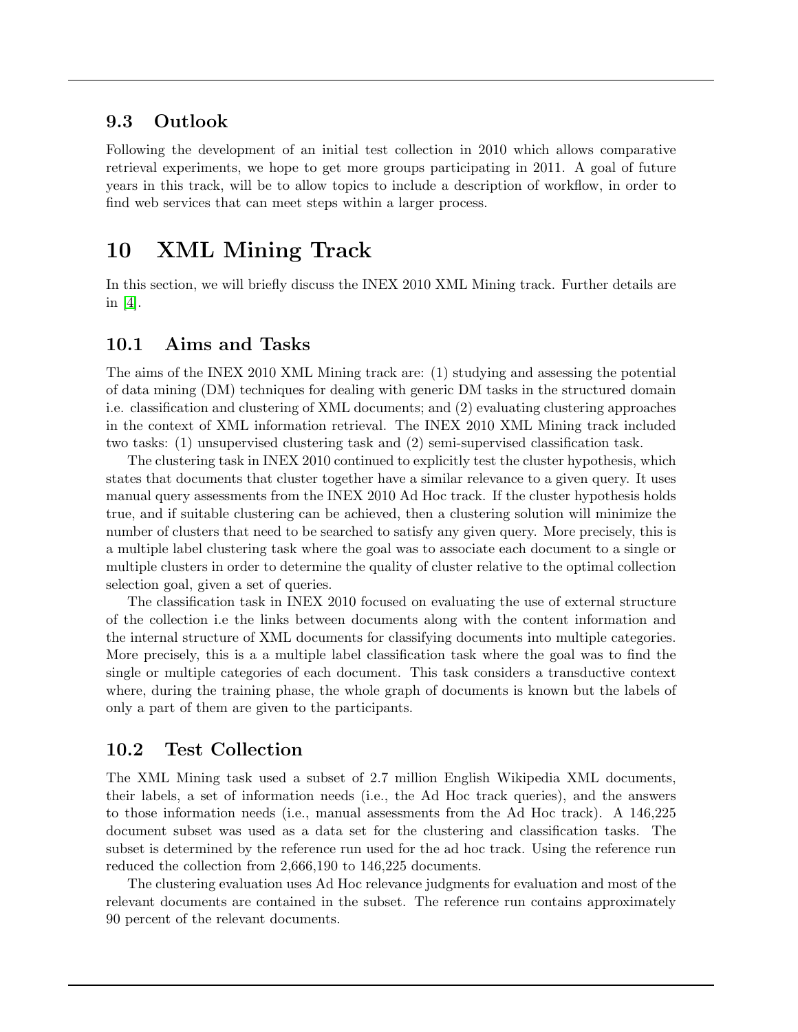## 9.3 Outlook

Following the development of an initial test collection in 2010 which allows comparative retrieval experiments, we hope to get more groups participating in 2011. A goal of future years in this track, will be to allow topics to include a description of workflow, in order to find web services that can meet steps within a larger process.

# 10 XML Mining Track

In this section, we will briefly discuss the INEX 2010 XML Mining track. Further details are in [4].

## 10.1 Aims and Tasks

The aims of the INEX 2010 XML Mining track are: (1) studying and assessing the potential of data mining (DM) techniques for dealing with generic DM tasks in the structured domain i.e. classification and clustering of XML documents; and (2) evaluating clustering approaches in the context of XML information retrieval. The INEX 2010 XML Mining track included two tasks: (1) unsupervised clustering task and (2) semi-supervised classification task.

The clustering task in INEX 2010 continued to explicitly test the cluster hypothesis, which states that documents that cluster together have a similar relevance to a given query. It uses manual query assessments from the INEX 2010 Ad Hoc track. If the cluster hypothesis holds true, and if suitable clustering can be achieved, then a clustering solution will minimize the number of clusters that need to be searched to satisfy any given query. More precisely, this is a multiple label clustering task where the goal was to associate each document to a single or multiple clusters in order to determine the quality of cluster relative to the optimal collection selection goal, given a set of queries.

The classification task in INEX 2010 focused on evaluating the use of external structure of the collection i.e the links between documents along with the content information and the internal structure of XML documents for classifying documents into multiple categories. More precisely, this is a a multiple label classification task where the goal was to find the single or multiple categories of each document. This task considers a transductive context where, during the training phase, the whole graph of documents is known but the labels of only a part of them are given to the participants.

## 10.2 Test Collection

The XML Mining task used a subset of 2.7 million English Wikipedia XML documents, their labels, a set of information needs (i.e., the Ad Hoc track queries), and the answers to those information needs (i.e., manual assessments from the Ad Hoc track). A 146,225 document subset was used as a data set for the clustering and classification tasks. The subset is determined by the reference run used for the ad hoc track. Using the reference run reduced the collection from 2,666,190 to 146,225 documents.

The clustering evaluation uses Ad Hoc relevance judgments for evaluation and most of the relevant documents are contained in the subset. The reference run contains approximately 90 percent of the relevant documents.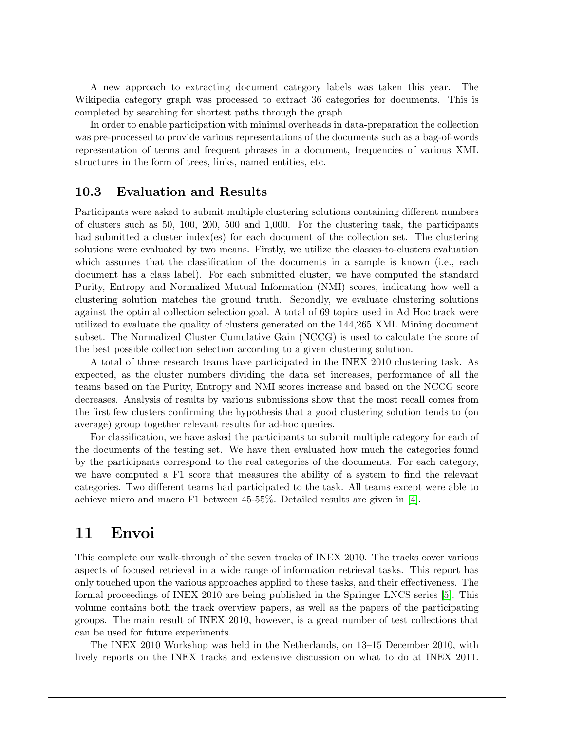A new approach to extracting document category labels was taken this year. The Wikipedia category graph was processed to extract 36 categories for documents. This is completed by searching for shortest paths through the graph.

In order to enable participation with minimal overheads in data-preparation the collection was pre-processed to provide various representations of the documents such as a bag-of-words representation of terms and frequent phrases in a document, frequencies of various XML structures in the form of trees, links, named entities, etc.

### 10.3 Evaluation and Results

Participants were asked to submit multiple clustering solutions containing different numbers of clusters such as 50, 100, 200, 500 and 1,000. For the clustering task, the participants had submitted a cluster index(es) for each document of the collection set. The clustering solutions were evaluated by two means. Firstly, we utilize the classes-to-clusters evaluation which assumes that the classification of the documents in a sample is known (i.e., each document has a class label). For each submitted cluster, we have computed the standard Purity, Entropy and Normalized Mutual Information (NMI) scores, indicating how well a clustering solution matches the ground truth. Secondly, we evaluate clustering solutions against the optimal collection selection goal. A total of 69 topics used in Ad Hoc track were utilized to evaluate the quality of clusters generated on the 144,265 XML Mining document subset. The Normalized Cluster Cumulative Gain (NCCG) is used to calculate the score of the best possible collection selection according to a given clustering solution.

A total of three research teams have participated in the INEX 2010 clustering task. As expected, as the cluster numbers dividing the data set increases, performance of all the teams based on the Purity, Entropy and NMI scores increase and based on the NCCG score decreases. Analysis of results by various submissions show that the most recall comes from the first few clusters confirming the hypothesis that a good clustering solution tends to (on average) group together relevant results for ad-hoc queries.

For classification, we have asked the participants to submit multiple category for each of the documents of the testing set. We have then evaluated how much the categories found by the participants correspond to the real categories of the documents. For each category, we have computed a F1 score that measures the ability of a system to find the relevant categories. Two different teams had participated to the task. All teams except were able to achieve micro and macro F1 between 45-55%. Detailed results are given in [4].

## 11 Envoi

This complete our walk-through of the seven tracks of INEX 2010. The tracks cover various aspects of focused retrieval in a wide range of information retrieval tasks. This report has only touched upon the various approaches applied to these tasks, and their effectiveness. The formal proceedings of INEX 2010 are being published in the Springer LNCS series [5]. This volume contains both the track overview papers, as well as the papers of the participating groups. The main result of INEX 2010, however, is a great number of test collections that can be used for future experiments.

The INEX 2010 Workshop was held in the Netherlands, on 13–15 December 2010, with lively reports on the INEX tracks and extensive discussion on what to do at INEX 2011.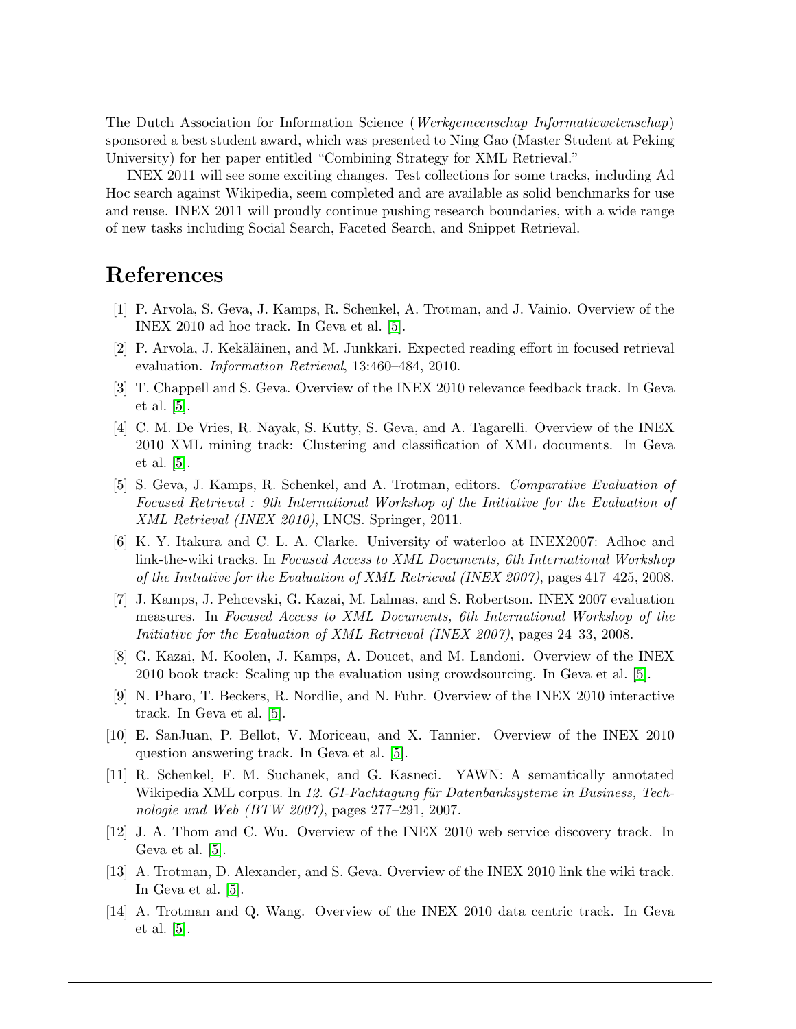The Dutch Association for Information Science (*Werkgemeenschap Informatiewetenschap*) sponsored a best student award, which was presented to Ning Gao (Master Student at Peking University) for her paper entitled "Combining Strategy for XML Retrieval."

INEX 2011 will see some exciting changes. Test collections for some tracks, including Ad Hoc search against Wikipedia, seem completed and are available as solid benchmarks for use and reuse. INEX 2011 will proudly continue pushing research boundaries, with a wide range of new tasks including Social Search, Faceted Search, and Snippet Retrieval.

# References

[1] P. Arvola, S. Geva, J. Kamps, R. Schenkel, A. Trotman, and J. Vainio. Overview of the INEX 2010 ad hoc track. In Geva et al. [5].

[2] P. Arvola, J. Kekäläinen, and M. Junkkari. Expected reading effort in focused retrieval evaluation. *Information Retrieval*, 13:460–484, 2010.

[3] T. Chappell and S. Geva. Overview of the INEX 2010 relevance feedback track. In Geva et al. [5].

[4] C. M. De Vries, R. Nayak, S. Kutty, S. Geva, and A. Tagarelli. Overview of the INEX 2010 XML mining track: Clustering and classification of XML documents. In Geva et al. [5].

[5] S. Geva, J. Kamps, R. Schenkel, and A. Trotman, editors. *Comparative Evaluation of Focused Retrieval : 9th International Workshop of the Initiative for the Evaluation of XML Retrieval (INEX 2010)*, LNCS. Springer, 2011.

[6] K. Y. Itakura and C. L. A. Clarke. University of waterloo at INEX2007: Adhoc and link-the-wiki tracks. In *Focused Access to XML Documents, 6th International Workshop of the Initiative for the Evaluation of XML Retrieval (INEX 2007)*, pages 417–425, 2008.

[7] J. Kamps, J. Pehcevski, G. Kazai, M. Lalmas, and S. Robertson. INEX 2007 evaluation measures. In *Focused Access to XML Documents, 6th International Workshop of the Initiative for the Evaluation of XML Retrieval (INEX 2007)*, pages 24–33, 2008.

[8] G. Kazai, M. Koolen, J. Kamps, A. Doucet, and M. Landoni. Overview of the INEX 2010 book track: Scaling up the evaluation using crowdsourcing. In Geva et al. [5].

[9] N. Pharo, T. Beckers, R. Nordlie, and N. Fuhr. Overview of the INEX 2010 interactive track. In Geva et al. [5].

[10] E. SanJuan, P. Bellot, V. Moriceau, and X. Tannier. Overview of the INEX 2010 question answering track. In Geva et al. [5].

[11] R. Schenkel, F. M. Suchanek, and G. Kasneci. YAWN: A semantically annotated Wikipedia XML corpus. In *12. GI-Fachtagung für Datenbanksysteme in Business, Technologie und Web (BTW 2007)*, pages 277–291, 2007.

[12] J. A. Thom and C. Wu. Overview of the INEX 2010 web service discovery track. In Geva et al. [5].

[13] A. Trotman, D. Alexander, and S. Geva. Overview of the INEX 2010 link the wiki track. In Geva et al. [5].

[14] A. Trotman and Q. Wang. Overview of the INEX 2010 data centric track. In Geva et al. [5].